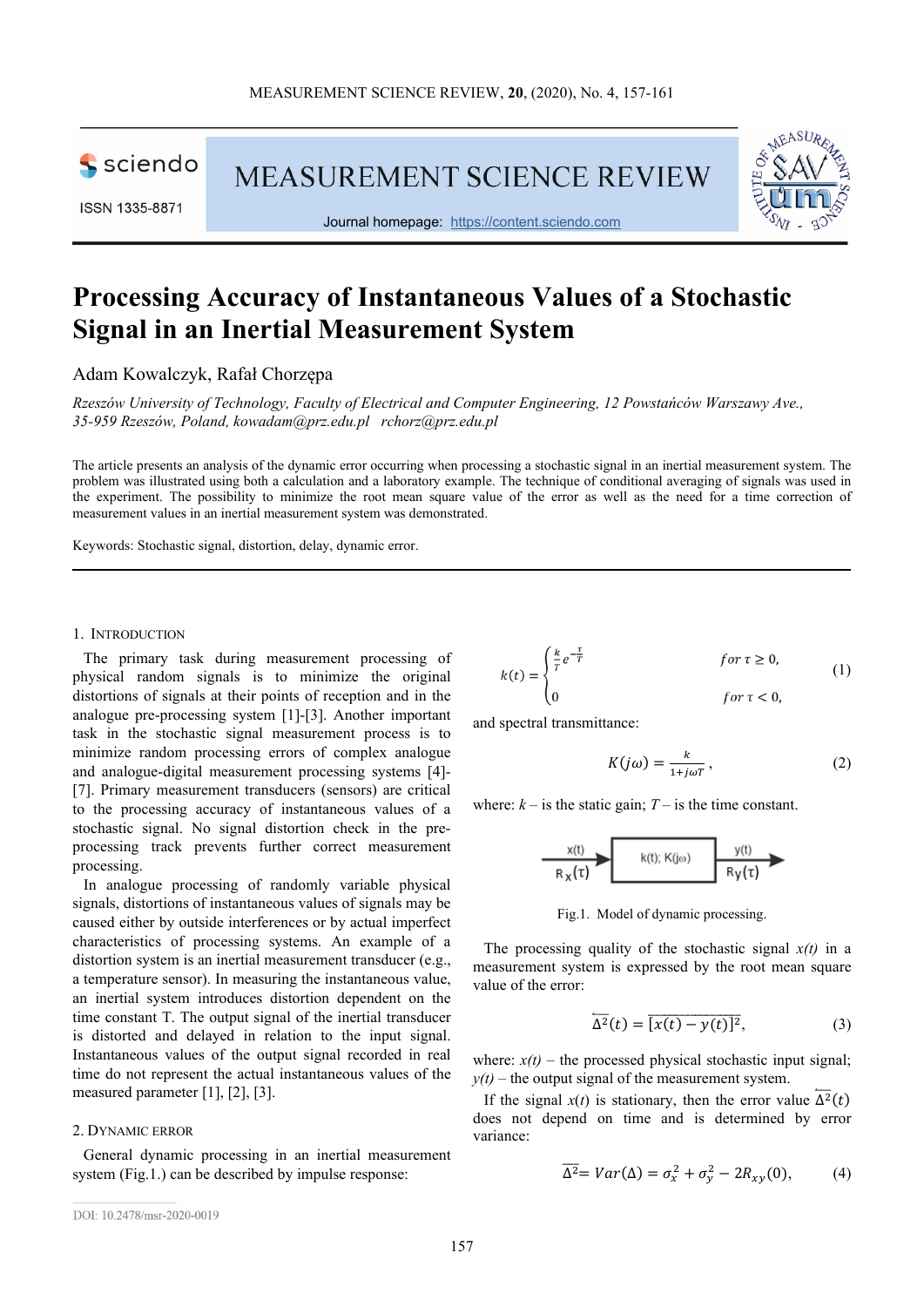# Processing Accuracy of Instantaneous Values of a Stochastic Signal in an Inertial Measurement System

Adam Kowalczyk, Rafał Chorzępa

*Rzeszów University of Technology, Faculty of Electrical and Computer Engineering, 12 Powstańców Warszawy Ave., 35-959 Rzeszów, Poland, kowadam@prz.edu.pl   rchorz@prz.edu.pl*

The article presents an analysis of the dynamic error occurring when processing a stochastic signal in an inertial measurement system. The problem was illustrated using both a calculation and a laboratory example. The technique of conditional averaging of signals was used in the experiment. The possibility to minimize the root mean square value of the error as well as the need for a time correction of measurement values in an inertial measurement system was demonstrated.

Keywords: Stochastic signal, distortion, delay, dynamic error.

## 1. Introduction

The primary task during measurement processing of physical random signals is to minimize the original distortions of signals at their points of reception and in the analogue pre-processing system [1]-[3]. Another important task in the stochastic signal measurement process is to minimize random processing errors of complex analogue and analogue-digital measurement processing systems [4]-[7]. Primary measurement transducers (sensors) are critical to the processing accuracy of instantaneous values of a stochastic signal. No signal distortion check in the pre-processing track prevents further correct measurement processing.

In analogue processing of randomly variable physical signals, distortions of instantaneous values of signals may be caused either by outside interferences or by actual imperfect characteristics of processing systems. An example of a distortion system is an inertial measurement transducer (e.g., a temperature sensor). In measuring the instantaneous value, an inertial system introduces distortion dependent on the time constant T. The output signal of the inertial transducer is distorted and delayed in relation to the input signal. Instantaneous values of the output signal recorded in real time do not represent the actual instantaneous values of the measured parameter [1], [2], [3].

## 2. Dynamic error

General dynamic processing in an inertial measurement system (Fig.1.) can be described by impulse response:

$$k(t) = \begin{cases} \frac{k}{T} e^{-\frac{\tau}{T}} & for\ \tau \geq 0, \\ 0 & for\ \tau < 0, \end{cases} \tag{1}$$

and spectral transmittance:

$$K(j\omega) = \frac{k}{1+j\omega T}, \tag{2}$$

where: $k$ – is the static gain; $T$ – is the time constant.

Fig.1. Model of dynamic processing.

The processing quality of the stochastic signal $x(t)$ in a measurement system is expressed by the root mean square value of the error:

$$\overline{\Delta^2}(t) = \overline{[x(t) - y(t)]^2}, \tag{3}$$

where: $x(t)$ – the processed physical stochastic input signal; $y(t)$ – the output signal of the measurement system.

If the signal $x(t)$ is stationary, then the error value $\overline{\Delta^2}(t)$ does not depend on time and is determined by error variance:

$$\overline{\Delta^2} = Var(\Delta) = \sigma_x^2 + \sigma_y^2 - 2R_{xy}(0), \tag{4}$$

DOI: 10.2478/msr-2020-0019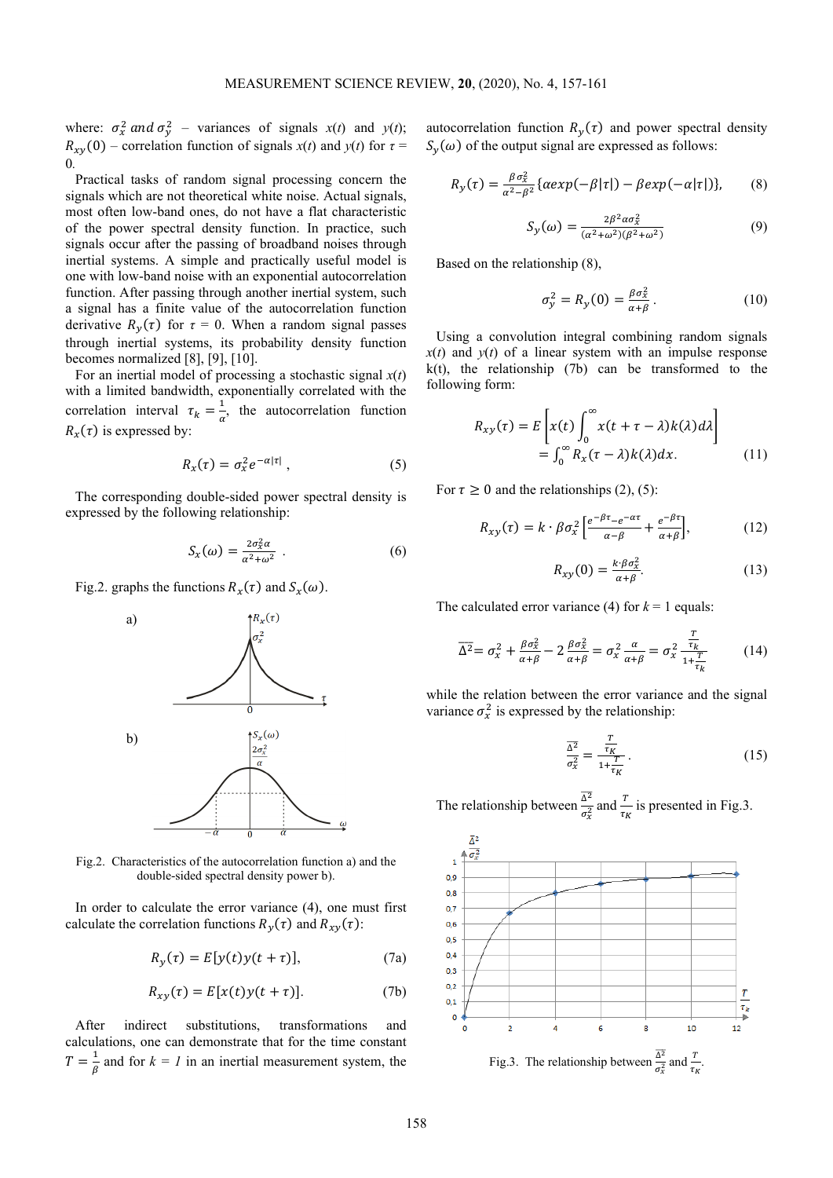where: $\sigma_x^2$ *and* $\sigma_y^2$ – variances of signals *x*(*t*) and *y*(*t*); $R_{xy}(0)$ – correlation function of signals *x*(*t*) and *y*(*t*) for $\tau$ = 0.

Practical tasks of random signal processing concern the signals which are not theoretical white noise. Actual signals, most often low-band ones, do not have a flat characteristic of the power spectral density function. In practice, such signals occur after the passing of broadband noises through inertial systems. A simple and practically useful model is one with low-band noise with an exponential autocorrelation function. After passing through another inertial system, such a signal has a finite value of the autocorrelation function derivative $R_y(\tau)$ for $\tau$ = 0. When a random signal passes through inertial systems, its probability density function becomes normalized [8], [9], [10].

For an inertial model of processing a stochastic signal *x*(*t*) with a limited bandwidth, exponentially correlated with the correlation interval $\tau_k = \frac{1}{\alpha}$, the autocorrelation function $R_x(\tau)$ is expressed by:

$$R_x(\tau) = \sigma_x^2 e^{-\alpha|\tau|}\ , \tag{5}$$

The corresponding double-sided power spectral density is expressed by the following relationship:

$$S_x(\omega) = \frac{2\sigma_x^2\alpha}{\alpha^2+\omega^2}\ . \tag{6}$$

Fig.2. graphs the functions $R_x(\tau)$ and $S_x(\omega)$.

Fig.2. Characteristics of the autocorrelation function a) and the double-sided spectral density power b).

In order to calculate the error variance (4), one must first calculate the correlation functions $R_y(\tau)$ and $R_{xy}(\tau)$:

$$R_y(\tau) = E[y(t)y(t+\tau)], \tag{7a}$$

$$R_{xy}(\tau) = E[x(t)y(t+\tau)]. \tag{7b}$$

After indirect substitutions, transformations and calculations, one can demonstrate that for the time constant $T = \frac{1}{\beta}$ and for *k* = *1* in an inertial measurement system, the autocorrelation function $R_y(\tau)$ and power spectral density $S_y(\omega)$ of the output signal are expressed as follows:

$$R_y(\tau) = \frac{\beta\sigma_x^2}{\alpha^2-\beta^2}\{\alpha exp(-\beta|\tau|) - \beta exp(-\alpha|\tau|)\}, \tag{8}$$

$$S_y(\omega) = \frac{2\beta^2\alpha\sigma_x^2}{(\alpha^2+\omega^2)(\beta^2+\omega^2)} \tag{9}$$

Based on the relationship (8),

$$\sigma_y^2 = R_y(0) = \frac{\beta\sigma_x^2}{\alpha+\beta}\ . \tag{10}$$

Using a convolution integral combining random signals *x*(*t*) and *y*(*t*) of a linear system with an impulse response k(*t*), the relationship (7b) can be transformed to the following form:

$$R_{xy}(\tau) = E\left[x(t)\int_0^\infty x(t+\tau-\lambda)k(\lambda)d\lambda\right] = \int_0^\infty R_x(\tau-\lambda)k(\lambda)dx. \tag{11}$$

For $\tau \geq 0$ and the relationships (2), (5):

$$R_{xy}(\tau) = k\cdot\beta\sigma_x^2\left[\frac{e^{-\beta\tau}-e^{-\alpha\tau}}{\alpha-\beta} + \frac{e^{-\beta\tau}}{\alpha+\beta}\right], \tag{12}$$

$$R_{xy}(0) = \frac{k\cdot\beta\sigma_x^2}{\alpha+\beta}. \tag{13}$$

The calculated error variance (4) for *k* = 1 equals:

$$\overline{\Delta^2} = \sigma_x^2 + \frac{\beta\sigma_x^2}{\alpha+\beta} - 2\frac{\beta\sigma_x^2}{\alpha+\beta} = \sigma_x^2\frac{\alpha}{\alpha+\beta} = \sigma_x^2\frac{\frac{T}{\tau_k}}{1+\frac{T}{\tau_k}} \tag{14}$$

while the relation between the error variance and the signal variance $\sigma_x^2$ is expressed by the relationship:

$$\frac{\overline{\Delta^2}}{\sigma_x^2} = \frac{\frac{T}{\tau_K}}{1+\frac{T}{\tau_K}}\ . \tag{15}$$

The relationship between $\frac{\overline{\Delta^2}}{\sigma_x^2}$ and $\frac{T}{\tau_K}$ is presented in Fig.3.

Fig.3. The relationship between $\frac{\overline{\Delta^2}}{\sigma_x^2}$ and $\frac{T}{\tau_K}$.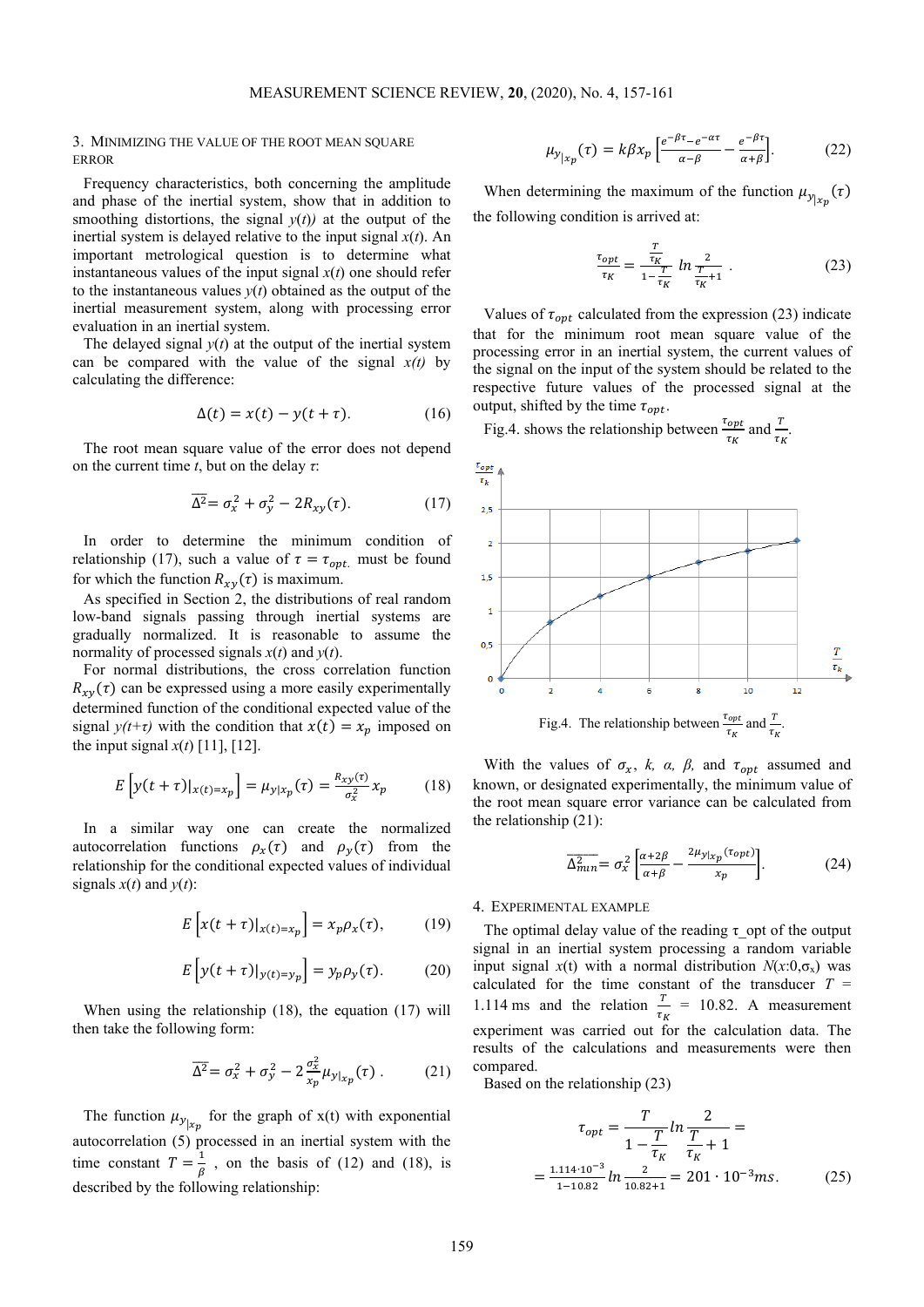## 3. Minimizing the value of the root mean square error

Frequency characteristics, both concerning the amplitude and phase of the inertial system, show that in addition to smoothing distortions, the signal $y(t)$) at the output of the inertial system is delayed relative to the input signal $x(t)$. An important metrological question is to determine what instantaneous values of the input signal $x(t)$ one should refer to the instantaneous values $y(t)$ obtained as the output of the inertial measurement system, along with processing error evaluation in an inertial system.

The delayed signal $y(t)$ at the output of the inertial system can be compared with the value of the signal $x(t)$ by calculating the difference:

$$\Delta(t) = x(t) - y(t+\tau). \tag{16}$$

The root mean square value of the error does not depend on the current time $t$, but on the delay $\tau$:

$$\overline{\Delta^2} = \sigma_x^2 + \sigma_y^2 - 2R_{xy}(\tau). \tag{17}$$

In order to determine the minimum condition of relationship (17), such a value of $\tau = \tau_{opt.}$ must be found for which the function $R_{xy}(\tau)$ is maximum.

As specified in Section 2, the distributions of real random low-band signals passing through inertial systems are gradually normalized. It is reasonable to assume the normality of processed signals $x(t)$ and $y(t)$.

For normal distributions, the cross correlation function $R_{xy}(\tau)$ can be expressed using a more easily experimentally determined function of the conditional expected value of the signal $y(t+\tau)$ with the condition that $x(t) = x_p$ imposed on the input signal $x(t)$ [11], [12].

$$E\left[y(t+\tau)|_{x(t)=x_p}\right] = \mu_{y|x_p}(\tau) = \frac{R_{xy}(\tau)}{\sigma_x^2}x_p \tag{18}$$

In a similar way one can create the normalized autocorrelation functions $\rho_x(\tau)$ and $\rho_y(\tau)$ from the relationship for the conditional expected values of individual signals $x(t)$ and $y(t)$:

$$E\left[x(t+\tau)|_{x(t)=x_p}\right] = x_p\rho_x(\tau), \tag{19}$$

$$E\left[y(t+\tau)|_{y(t)=y_p}\right] = y_p\rho_y(\tau). \tag{20}$$

When using the relationship (18), the equation (17) will then take the following form:

$$\overline{\Delta^2} = \sigma_x^2 + \sigma_y^2 - 2\frac{\sigma_x^2}{x_p}\mu_{y|x_p}(\tau). \tag{21}$$

The function $\mu_{y|x_p}$ for the graph of x(t) with exponential autocorrelation (5) processed in an inertial system with the time constant $T = \frac{1}{\beta}$, on the basis of (12) and (18), is described by the following relationship:

$$\mu_{y|x_p}(\tau) = k\beta x_p\left[\frac{e^{-\beta\tau} - e^{-\alpha\tau}}{\alpha-\beta} - \frac{e^{-\beta\tau}}{\alpha+\beta}\right]. \tag{22}$$

When determining the maximum of the function $\mu_{y|x_p}(\tau)$ the following condition is arrived at:

$$\frac{\tau_{opt}}{\tau_K} = \frac{\frac{T}{\tau_K}}{1-\frac{T}{\tau_K}}\ln\frac{2}{\frac{T}{\tau_K}+1}. \tag{23}$$

Values of $\tau_{opt}$ calculated from the expression (23) indicate that for the minimum root mean square value of the processing error in an inertial system, the current values of the signal on the input of the system should be related to the respective future values of the processed signal at the output, shifted by the time $\tau_{opt}$.

Fig.4. shows the relationship between $\frac{\tau_{opt}}{\tau_K}$ and $\frac{T}{\tau_K}$.

Fig.4. The relationship between $\frac{\tau_{opt}}{\tau_K}$ and $\frac{T}{\tau_K}$.

With the values of $\sigma_x$, $k$, $\alpha$, $\beta$, and $\tau_{opt}$ assumed and known, or designated experimentally, the minimum value of the root mean square error variance can be calculated from the relationship (21):

$$\overline{\Delta^2_{min}} = \sigma_x^2\left[\frac{\alpha+2\beta}{\alpha+\beta} - \frac{2\mu_{y|x_p}(\tau_{opt})}{x_p}\right]. \tag{24}$$

## 4. Experimental example

The optimal delay value of the reading τ_opt of the output signal in an inertial system processing a random variable input signal $x(t)$ with a normal distribution $N(x{:}0,\sigma_x)$ was calculated for the time constant of the transducer $T$ = 1.114 ms and the relation $\frac{T}{\tau_K}$ = 10.82. A measurement experiment was carried out for the calculation data. The results of the calculations and measurements were then compared.

Based on the relationship (23)

$$\tau_{opt} = \frac{T}{1-\frac{T}{\tau_K}}\ln\frac{2}{\frac{T}{\tau_K}+1} =$$

$$= \frac{1.114\cdot10^{-3}}{1-10.82}\ln\frac{2}{10.82+1} = 201\cdot10^{-3}ms. \tag{25}$$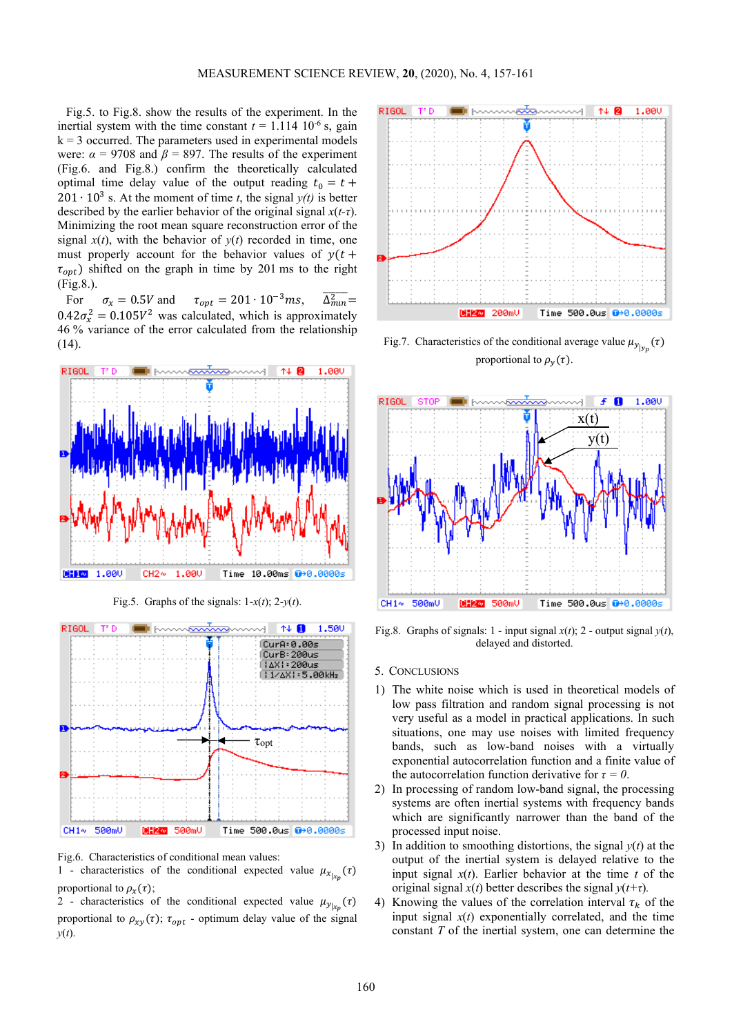Fig.5. to Fig.8. show the results of the experiment. In the inertial system with the time constant $t = 1.114\ 10^{-6}$ s, gain k = 3 occurred. The parameters used in experimental models were: $\alpha = 9708$ and $\beta = 897$. The results of the experiment (Fig.6. and Fig.8.) confirm the theoretically calculated optimal time delay value of the output reading $t_0 = t + 201 \cdot 10^3$ s. At the moment of time *t*, the signal *y(t)* is better described by the earlier behavior of the original signal *x*(*t*-*τ*). Minimizing the root mean square reconstruction error of the signal *x*(*t*), with the behavior of *y*(*t*) recorded in time, one must properly account for the behavior values of $y(t + \tau_{opt})$ shifted on the graph in time by 201 ms to the right (Fig.8.).

For $\sigma_x = 0.5V$ and $\tau_{opt} = 201 \cdot 10^{-3} ms$, $\overline{\Delta^2_{min}} = 0.42\sigma_x^2 = 0.105V^2$ was calculated, which is approximately 46 % variance of the error calculated from the relationship (14).

Fig.5. Graphs of the signals: 1-*x*(*t*); 2-*y*(*t*).

Fig.6. Characteristics of conditional mean values:
1 - characteristics of the conditional expected value $\mu_{x_{|x_p}}(\tau)$ proportional to $\rho_x(\tau)$;
2 - characteristics of the conditional expected value $\mu_{y_{|x_p}}(\tau)$ proportional to $\rho_{xy}(\tau)$; $\tau_{opt}$ - optimum delay value of the signal *y*(*t*).

Fig.7. Characteristics of the conditional average value $\mu_{y_{|y_p}}(\tau)$ proportional to $\rho_y(\tau)$.

Fig.8. Graphs of signals: 1 - input signal *x*(*t*); 2 - output signal *y*(*t*), delayed and distorted.

## 5. Conclusions

1) The white noise which is used in theoretical models of low pass filtration and random signal processing is not very useful as a model in practical applications. In such situations, one may use noises with limited frequency bands, such as low-band noises with a virtually exponential autocorrelation function and a finite value of the autocorrelation function derivative for *τ = 0*.
2) In processing of random low-band signal, the processing systems are often inertial systems with frequency bands which are significantly narrower than the band of the processed input noise.
3) In addition to smoothing distortions, the signal *y*(*t*) at the output of the inertial system is delayed relative to the input signal *x*(*t*). Earlier behavior at the time *t* of the original signal *x*(*t*) better describes the signal *y*(*t*+*τ*).
4) Knowing the values of the correlation interval $\tau_k$ of the input signal *x*(*t*) exponentially correlated, and the time constant *T* of the inertial system, one can determine the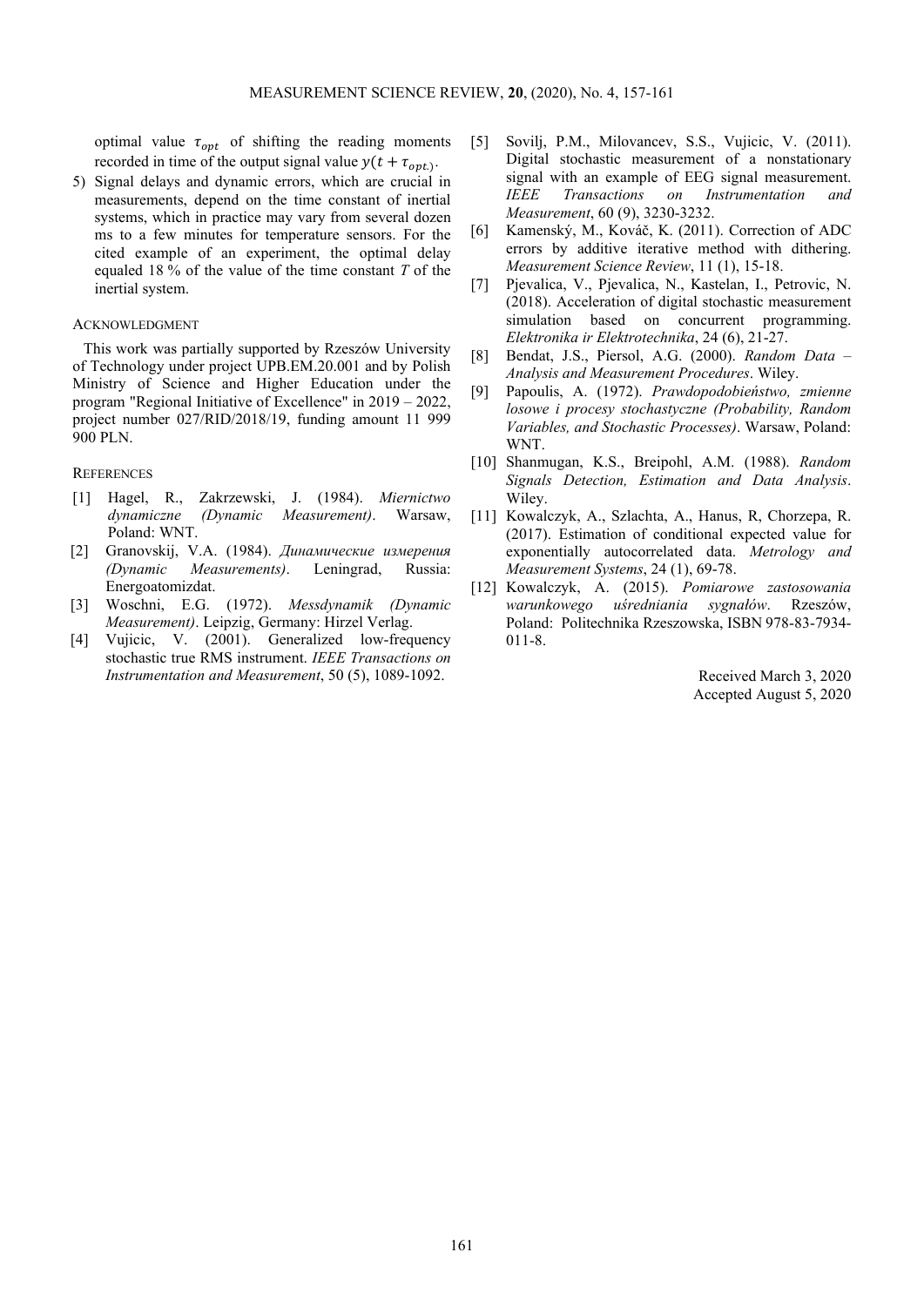optimal value $\tau_{opt}$ of shifting the reading moments recorded in time of the output signal value $y(t + \tau_{opt.})$.

5) Signal delays and dynamic errors, which are crucial in measurements, depend on the time constant of inertial systems, which in practice may vary from several dozen ms to a few minutes for temperature sensors. For the cited example of an experiment, the optimal delay equaled 18 % of the value of the time constant $T$ of the inertial system.

## ACKNOWLEDGMENT

This work was partially supported by Rzeszów University of Technology under project UPB.EM.20.001 and by Polish Ministry of Science and Higher Education under the program "Regional Initiative of Excellence" in 2019 – 2022, project number 027/RID/2018/19, funding amount 11 999 900 PLN.

## REFERENCES

[1] Hagel, R., Zakrzewski, J. (1984). *Miernictwo dynamiczne (Dynamic Measurement)*. Warsaw, Poland: WNT.

[2] Granovskij, V.A. (1984). *Динамические измерения (Dynamic Measurements)*. Leningrad, Russia: Energoatomizdat.

[3] Woschni, E.G. (1972). *Messdynamik (Dynamic Measurement)*. Leipzig, Germany: Hirzel Verlag.

[4] Vujicic, V. (2001). Generalized low-frequency stochastic true RMS instrument. *IEEE Transactions on Instrumentation and Measurement*, 50 (5), 1089-1092.

[5] Sovilj, P.M., Milovancev, S.S., Vujicic, V. (2011). Digital stochastic measurement of a nonstationary signal with an example of EEG signal measurement. *IEEE Transactions on Instrumentation and Measurement*, 60 (9), 3230-3232.

[6] Kamenský, M., Kováč, K. (2011). Correction of ADC errors by additive iterative method with dithering. *Measurement Science Review*, 11 (1), 15-18.

[7] Pjevalica, V., Pjevalica, N., Kastelan, I., Petrovic, N. (2018). Acceleration of digital stochastic measurement simulation based on concurrent programming. *Elektronika ir Elektrotechnika*, 24 (6), 21-27.

[8] Bendat, J.S., Piersol, A.G. (2000). *Random Data – Analysis and Measurement Procedures*. Wiley.

[9] Papoulis, A. (1972). *Prawdopodobieństwo, zmienne losowe i procesy stochastyczne (Probability, Random Variables, and Stochastic Processes)*. Warsaw, Poland: WNT.

[10] Shanmugan, K.S., Breipohl, A.M. (1988). *Random Signals Detection, Estimation and Data Analysis*. Wiley.

[11] Kowalczyk, A., Szlachta, A., Hanus, R, Chorzepa, R. (2017). Estimation of conditional expected value for exponentially autocorrelated data. *Metrology and Measurement Systems*, 24 (1), 69-78.

[12] Kowalczyk, A. (2015). *Pomiarowe zastosowania warunkowego uśredniania sygnałów*. Rzeszów, Poland: Politechnika Rzeszowska, ISBN 978-83-7934-011-8.

Received March 3, 2020
Accepted August 5, 2020